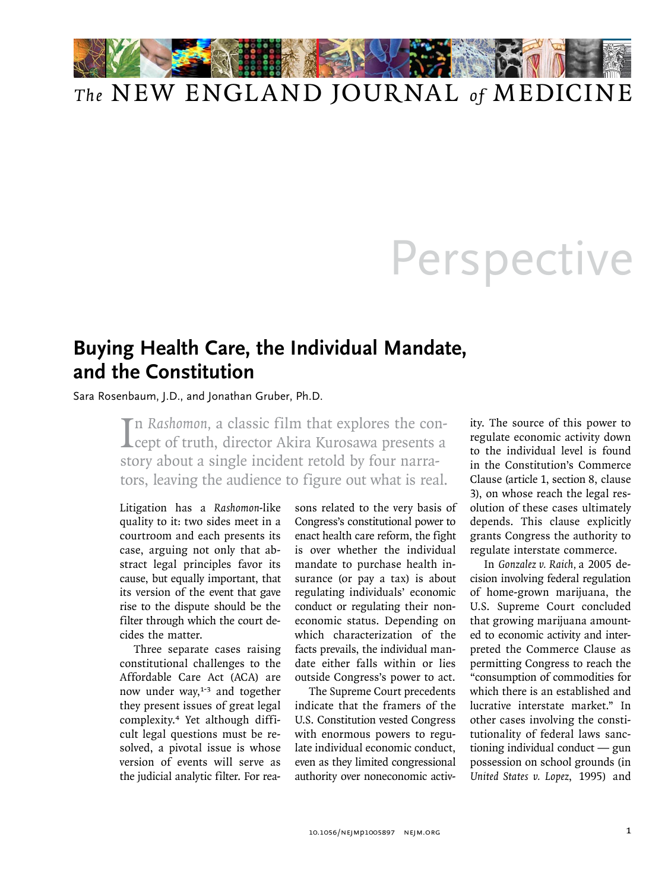# Perspective

## Buying Health Care, the Individual Mandate, and the Constitution

Sara Rosenbaum, J.D., and Jonathan Gruber, Ph.D.

In *Rashomon*, a classic film that explores the concept of truth, director Akira Kurosawa presents a story about a single incident retold by four narrators, leaving the audience to figure out what is real.

Litigation has a *Rashomon*-like quality to it: two sides meet in a courtroom and each presents its case, arguing not only that abstract legal principles favor its cause, but equally important, that its version of the event that gave rise to the dispute should be the filter through which the court decides the matter.

Three separate cases raising constitutional challenges to the Affordable Care Act (ACA) are now under way,[1-3] and together they present issues of great legal complexity.[4] Yet although difficult legal questions must be resolved, a pivotal issue is whose version of events will serve as the judicial analytic filter. For reasons related to the very basis of Congress's constitutional power to enact health care reform, the fight is over whether the individual mandate to purchase health insurance (or pay a tax) is about regulating individuals' economic conduct or regulating their noneconomic status. Depending on which characterization of the facts prevails, the individual mandate either falls within or lies outside Congress's power to act.

The Supreme Court precedents indicate that the framers of the U.S. Constitution vested Congress with enormous powers to regulate individual economic conduct, even as they limited congressional authority over noneconomic activity. The source of this power to regulate economic activity down to the individual level is found in the Constitution's Commerce Clause (article 1, section 8, clause 3), on whose reach the legal resolution of these cases ultimately depends. This clause explicitly grants Congress the authority to regulate interstate commerce.

In *Gonzalez v. Raich*, a 2005 decision involving federal regulation of home-grown marijuana, the U.S. Supreme Court concluded that growing marijuana amounted to economic activity and interpreted the Commerce Clause as permitting Congress to reach the "consumption of commodities for which there is an established and lucrative interstate market." In other cases involving the constitutionality of federal laws sanctioning individual conduct — gun possession on school grounds (in *United States v. Lopez*, 1995) and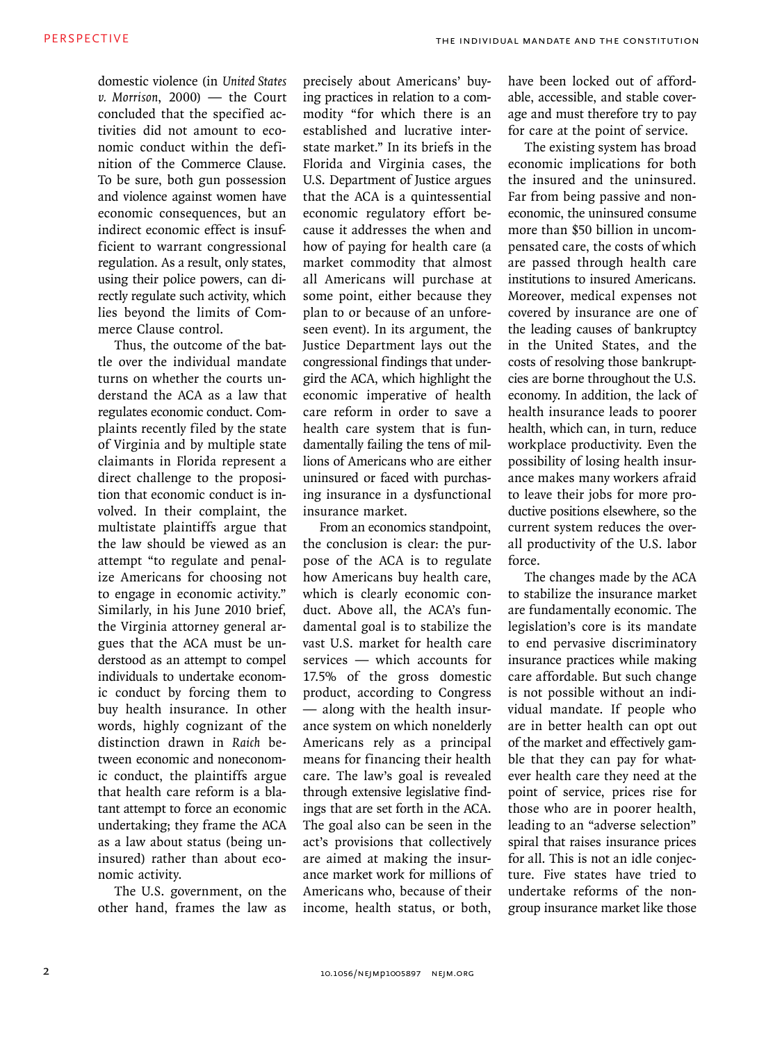domestic violence (in *United States v. Morrison*, 2000) — the Court concluded that the specified activities did not amount to economic conduct within the definition of the Commerce Clause. To be sure, both gun possession and violence against women have economic consequences, but an indirect economic effect is insufficient to warrant congressional regulation. As a result, only states, using their police powers, can directly regulate such activity, which lies beyond the limits of Commerce Clause control.

Thus, the outcome of the battle over the individual mandate turns on whether the courts understand the ACA as a law that regulates economic conduct. Complaints recently filed by the state of Virginia and by multiple state claimants in Florida represent a direct challenge to the proposition that economic conduct is involved. In their complaint, the multistate plaintiffs argue that the law should be viewed as an attempt "to regulate and penalize Americans for choosing not to engage in economic activity." Similarly, in his June 2010 brief, the Virginia attorney general argues that the ACA must be understood as an attempt to compel individuals to undertake economic conduct by forcing them to buy health insurance. In other words, highly cognizant of the distinction drawn in *Raich* between economic and noneconomic conduct, the plaintiffs argue that health care reform is a blatant attempt to force an economic undertaking; they frame the ACA as a law about status (being uninsured) rather than about economic activity.

The U.S. government, on the other hand, frames the law as precisely about Americans' buying practices in relation to a commodity "for which there is an established and lucrative interstate market." In its briefs in the Florida and Virginia cases, the U.S. Department of Justice argues that the ACA is a quintessential economic regulatory effort because it addresses the when and how of paying for health care (a market commodity that almost all Americans will purchase at some point, either because they plan to or because of an unforeseen event). In its argument, the Justice Department lays out the congressional findings that undergird the ACA, which highlight the economic imperative of health care reform in order to save a health care system that is fundamentally failing the tens of millions of Americans who are either uninsured or faced with purchasing insurance in a dysfunctional insurance market.

From an economics standpoint, the conclusion is clear: the purpose of the ACA is to regulate how Americans buy health care, which is clearly economic conduct. Above all, the ACA's fundamental goal is to stabilize the vast U.S. market for health care services — which accounts for 17.5% of the gross domestic product, according to Congress — along with the health insurance system on which nonelderly Americans rely as a principal means for financing their health care. The law's goal is revealed through extensive legislative findings that are set forth in the ACA. The goal also can be seen in the act's provisions that collectively are aimed at making the insurance market work for millions of Americans who, because of their income, health status, or both, have been locked out of affordable, accessible, and stable coverage and must therefore try to pay for care at the point of service.

The existing system has broad economic implications for both the insured and the uninsured. Far from being passive and noneconomic, the uninsured consume more than $50 billion in uncompensated care, the costs of which are passed through health care institutions to insured Americans. Moreover, medical expenses not covered by insurance are one of the leading causes of bankruptcy in the United States, and the costs of resolving those bankruptcies are borne throughout the U.S. economy. In addition, the lack of health insurance leads to poorer health, which can, in turn, reduce workplace productivity. Even the possibility of losing health insurance makes many workers afraid to leave their jobs for more productive positions elsewhere, so the current system reduces the overall productivity of the U.S. labor force.

The changes made by the ACA to stabilize the insurance market are fundamentally economic. The legislation's core is its mandate to end pervasive discriminatory insurance practices while making care affordable. But such change is not possible without an individual mandate. If people who are in better health can opt out of the market and effectively gamble that they can pay for whatever health care they need at the point of service, prices rise for those who are in poorer health, leading to an "adverse selection" spiral that raises insurance prices for all. This is not an idle conjecture. Five states have tried to undertake reforms of the nongroup insurance market like those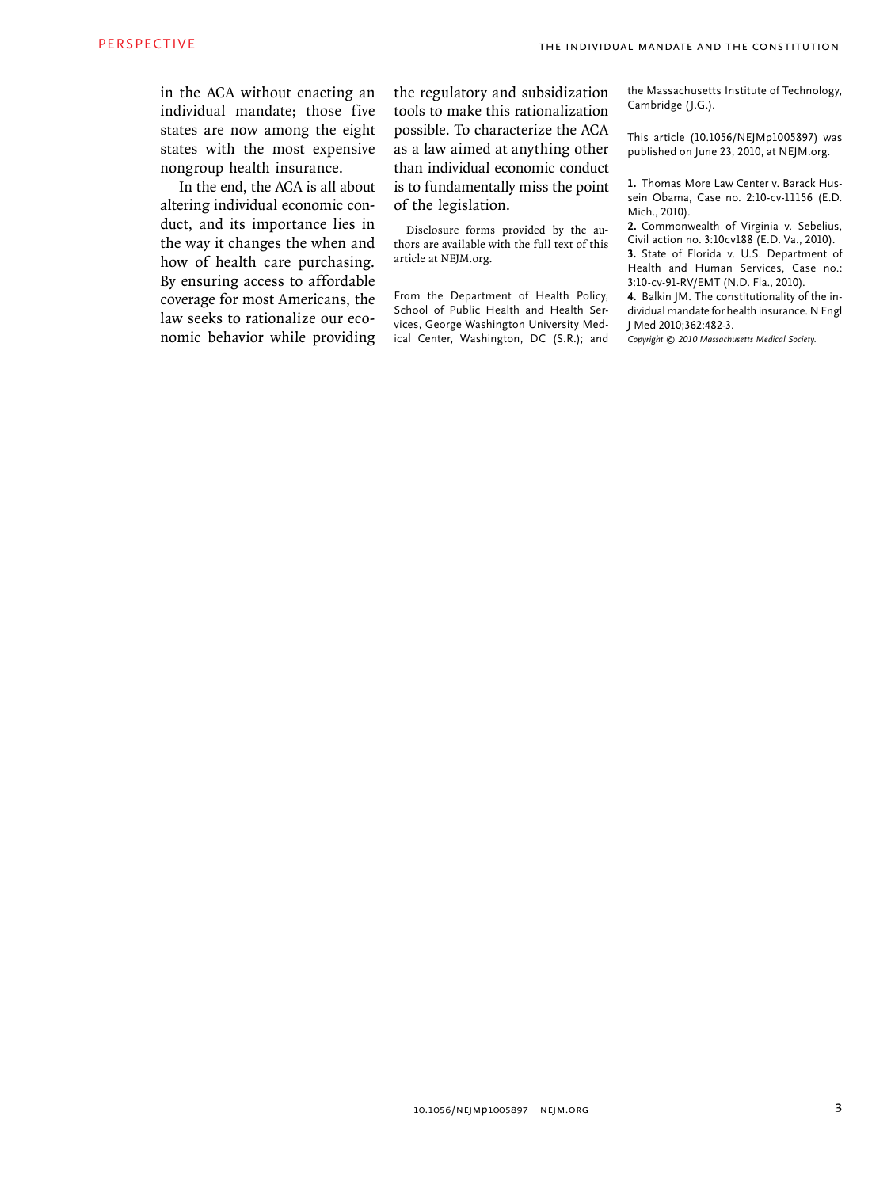in the ACA without enacting an individual mandate; those five states are now among the eight states with the most expensive nongroup health insurance.

In the end, the ACA is all about altering individual economic conduct, and its importance lies in the way it changes the when and how of health care purchasing. By ensuring access to affordable coverage for most Americans, the law seeks to rationalize our economic behavior while providing the regulatory and subsidization tools to make this rationalization possible. To characterize the ACA as a law aimed at anything other than individual economic conduct is to fundamentally miss the point of the legislation.

Disclosure forms provided by the authors are available with the full text of this article at NEJM.org.

From the Department of Health Policy, School of Public Health and Health Services, George Washington University Medical Center, Washington, DC (S.R.); and the Massachusetts Institute of Technology, Cambridge (J.G.).

This article (10.1056/NEJMp1005897) was published on June 23, 2010, at NEJM.org.

1. Thomas More Law Center v. Barack Hussein Obama, Case no. 2:10-cv-11156 (E.D. Mich., 2010).
2. Commonwealth of Virginia v. Sebelius, Civil action no. 3:10cv188 (E.D. Va., 2010).
3. State of Florida v. U.S. Department of Health and Human Services, Case no.: 3:10-cv-91-RV/EMT (N.D. Fla., 2010).
4. Balkin JM. The constitutionality of the individual mandate for health insurance. N Engl J Med 2010;362:482-3.

*Copyright © 2010 Massachusetts Medical Society.*